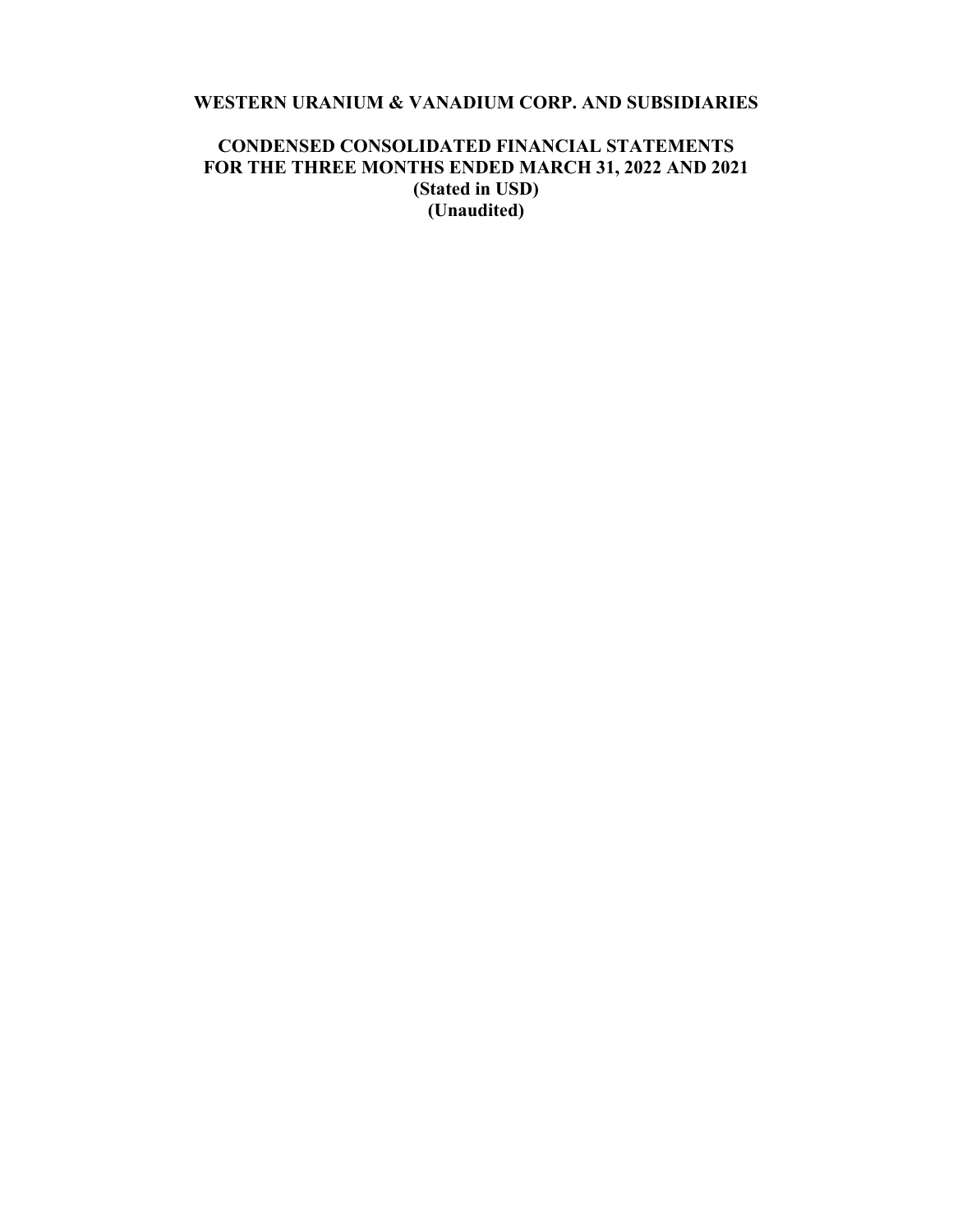# WESTERN URANIUM & VANADIUM CORP. AND SUBSIDIARIES

## CONDENSED CONSOLIDATED FINANCIAL STATEMENTS
## FOR THE THREE MONTHS ENDED MARCH 31, 2022 AND 2021
**(Stated in USD)**
**(Unaudited)**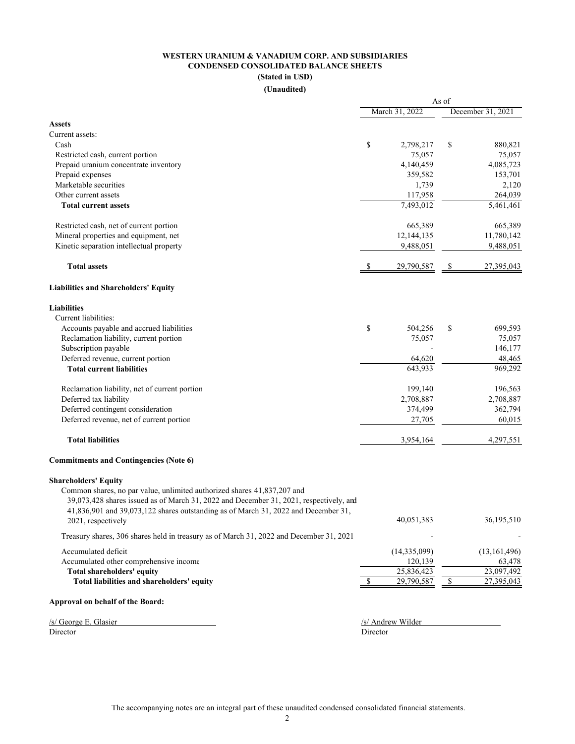**WESTERN URANIUM & VANADIUM CORP. AND SUBSIDIARIES**
**CONDENSED CONSOLIDATED BALANCE SHEETS**
**(Stated in USD)**
**(Unaudited)**

| | As of | |
|---|---|---|
| | March 31, 2022 | December 31, 2021 |
| **Assets** | | |
| Current assets: | | |
| Cash | $ 2,798,217 | $ 880,821 |
| Restricted cash, current portion | 75,057 | 75,057 |
| Prepaid uranium concentrate inventory | 4,140,459 | 4,085,723 |
| Prepaid expenses | 359,582 | 153,701 |
| Marketable securities | 1,739 | 2,120 |
| Other current assets | 117,958 | 264,039 |
| **Total current assets** | 7,493,012 | 5,461,461 |
| Restricted cash, net of current portion | 665,389 | 665,389 |
| Mineral properties and equipment, net | 12,144,135 | 11,780,142 |
| Kinetic separation intellectual property | 9,488,051 | 9,488,051 |
| **Total assets** | $ 29,790,587 | $ 27,395,043 |
| **Liabilities and Shareholders' Equity** | | |
| **Liabilities** | | |
| Current liabilities: | | |
| Accounts payable and accrued liabilities | $ 504,256 | $ 699,593 |
| Reclamation liability, current portion | 75,057 | 75,057 |
| Subscription payable | - | 146,177 |
| Deferred revenue, current portion | 64,620 | 48,465 |
| **Total current liabilities** | 643,933 | 969,292 |
| Reclamation liability, net of current portion | 199,140 | 196,563 |
| Deferred tax liability | 2,708,887 | 2,708,887 |
| Deferred contingent consideration | 374,499 | 362,794 |
| Deferred revenue, net of current portion | 27,705 | 60,015 |
| **Total liabilities** | 3,954,164 | 4,297,551 |
| **Commitments and Contingencies (Note 6)** | | |
| **Shareholders' Equity** | | |
| Common shares, no par value, unlimited authorized shares, 41,837,207 and 39,073,428 shares issued as of March 31, 2022 and December 31, 2021, respectively, and 41,836,901 and 39,073,122 shares outstanding as of March 31, 2022 and December 31, 2021, respectively | 40,051,383 | 36,195,510 |
| Treasury shares, 306 shares held in treasury as of March 31, 2022 and December 31, 2021 | - | - |
| Accumulated deficit | (14,335,099) | (13,161,496) |
| Accumulated other comprehensive income | 120,139 | 63,478 |
| **Total shareholders' equity** | 25,836,423 | 23,097,492 |
| **Total liabilities and shareholders' equity** | $ 29,790,587 | $ 27,395,043 |

**Approval on behalf of the Board:**

/s/ George E. Glasier
Director

/s/ Andrew Wilder
Director

The accompanying notes are an integral part of these unaudited condensed consolidated financial statements.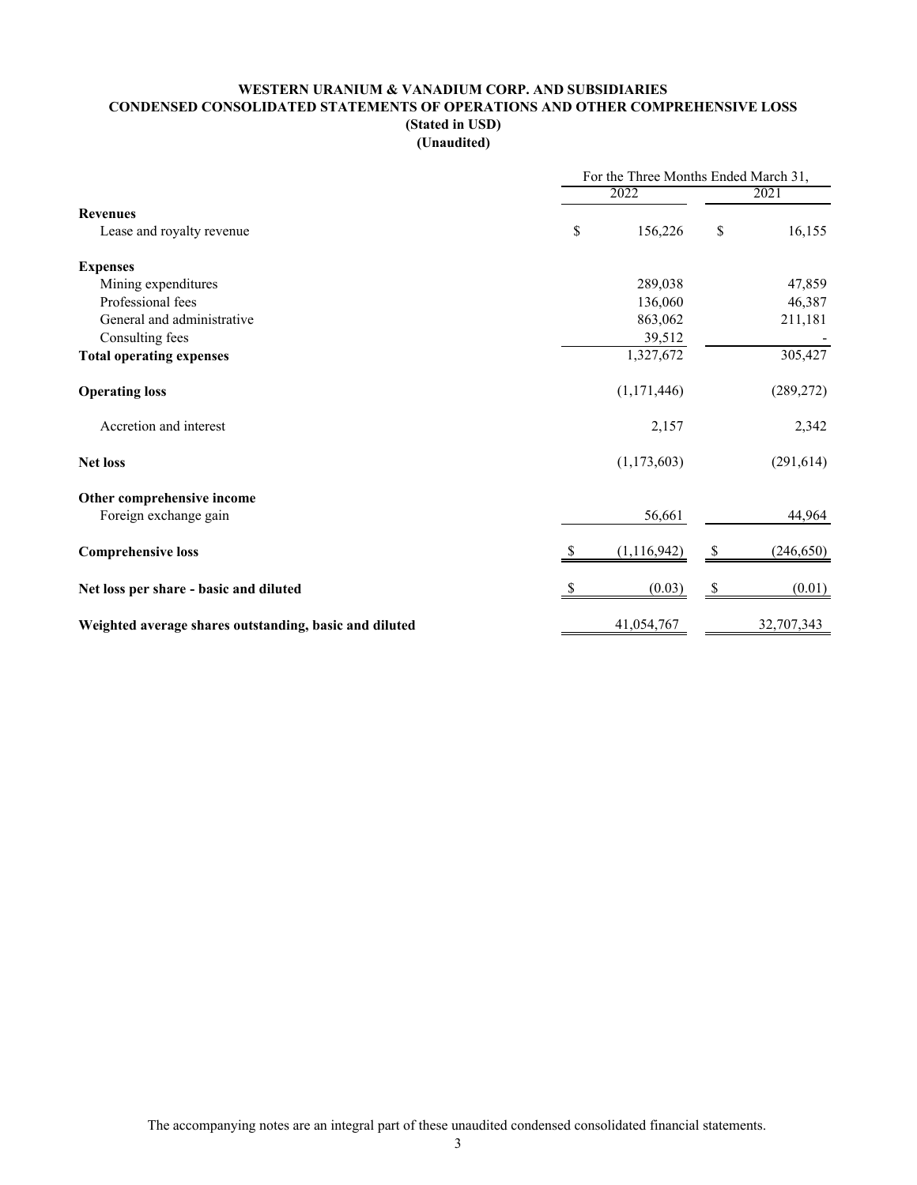# WESTERN URANIUM & VANADIUM CORP. AND SUBSIDIARIES

## CONDENSED CONSOLIDATED STATEMENTS OF OPERATIONS AND OTHER COMPREHENSIVE LOSS

**(Stated in USD)**

**(Unaudited)**

| | For the Three Months Ended March 31, | |
|---|---|---|
| | 2022 | 2021 |
| **Revenues** | | |
| Lease and royalty revenue | $ 156,226 | $ 16,155 |
| **Expenses** | | |
| Mining expenditures | 289,038 | 47,859 |
| Professional fees | 136,060 | 46,387 |
| General and administrative | 863,062 | 211,181 |
| Consulting fees | 39,512 | - |
| **Total operating expenses** | 1,327,672 | 305,427 |
| **Operating loss** | (1,171,446) | (289,272) |
| Accretion and interest | 2,157 | 2,342 |
| **Net loss** | (1,173,603) | (291,614) |
| **Other comprehensive income** | | |
| Foreign exchange gain | 56,661 | 44,964 |
| **Comprehensive loss** | $ (1,116,942) | $ (246,650) |
| **Net loss per share - basic and diluted** | $ (0.03) | $ (0.01) |
| **Weighted average shares outstanding, basic and diluted** | 41,054,767 | 32,707,343 |

The accompanying notes are an integral part of these unaudited condensed consolidated financial statements.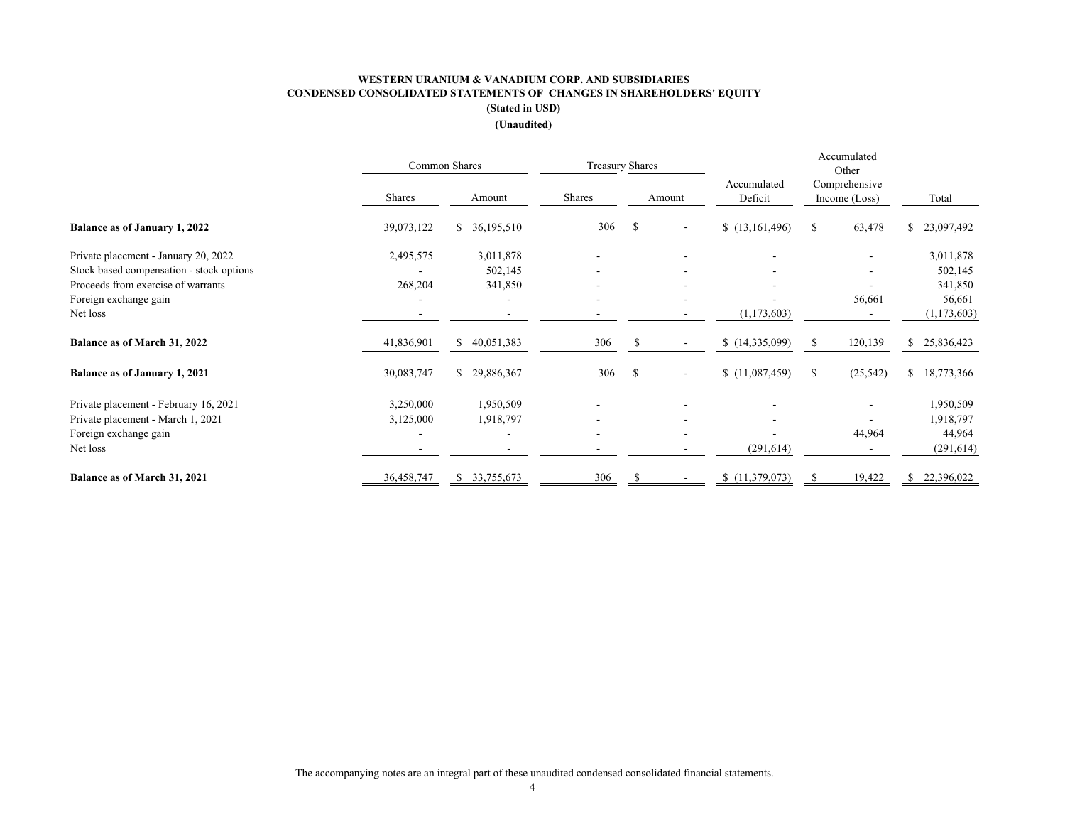**WESTERN URANIUM & VANADIUM CORP. AND SUBSIDIARIES**
**CONDENSED CONSOLIDATED STATEMENTS OF CHANGES IN SHAREHOLDERS' EQUITY**
**(Stated in USD)**
**(Unaudited)**

| | Common Shares | | Treasury Shares | | | | |
|---|---|---|---|---|---|---|---|
| | Shares | Amount | Shares | Amount | Accumulated Deficit | Accumulated Other Comprehensive Income (Loss) | Total |
| **Balance as of January 1, 2022** | 39,073,122 | $ 36,195,510 | 306 | $ - | $ (13,161,496) | $ 63,478 | $ 23,097,492 |
| Private placement - January 20, 2022 | 2,495,575 | 3,011,878 | - | - | - | - | 3,011,878 |
| Stock based compensation - stock options | - | 502,145 | - | - | - | - | 502,145 |
| Proceeds from exercise of warrants | 268,204 | 341,850 | - | - | - | - | 341,850 |
| Foreign exchange gain | - | - | - | - | - | 56,661 | 56,661 |
| Net loss | - | - | - | - | (1,173,603) | - | (1,173,603) |
| **Balance as of March 31, 2022** | 41,836,901 | $ 40,051,383 | 306 | $ - | $ (14,335,099) | $ 120,139 | $ 25,836,423 |
| **Balance as of January 1, 2021** | 30,083,747 | $ 29,886,367 | 306 | $ - | $ (11,087,459) | $ (25,542) | $ 18,773,366 |
| Private placement - February 16, 2021 | 3,250,000 | 1,950,509 | - | - | - | - | 1,950,509 |
| Private placement - March 1, 2021 | 3,125,000 | 1,918,797 | - | - | - | - | 1,918,797 |
| Foreign exchange gain | - | - | - | - | - | 44,964 | 44,964 |
| Net loss | - | - | - | - | (291,614) | - | (291,614) |
| **Balance as of March 31, 2021** | 36,458,747 | $ 33,755,673 | 306 | $ - | $ (11,379,073) | $ 19,422 | $ 22,396,022 |

The accompanying notes are an integral part of these unaudited condensed consolidated financial statements.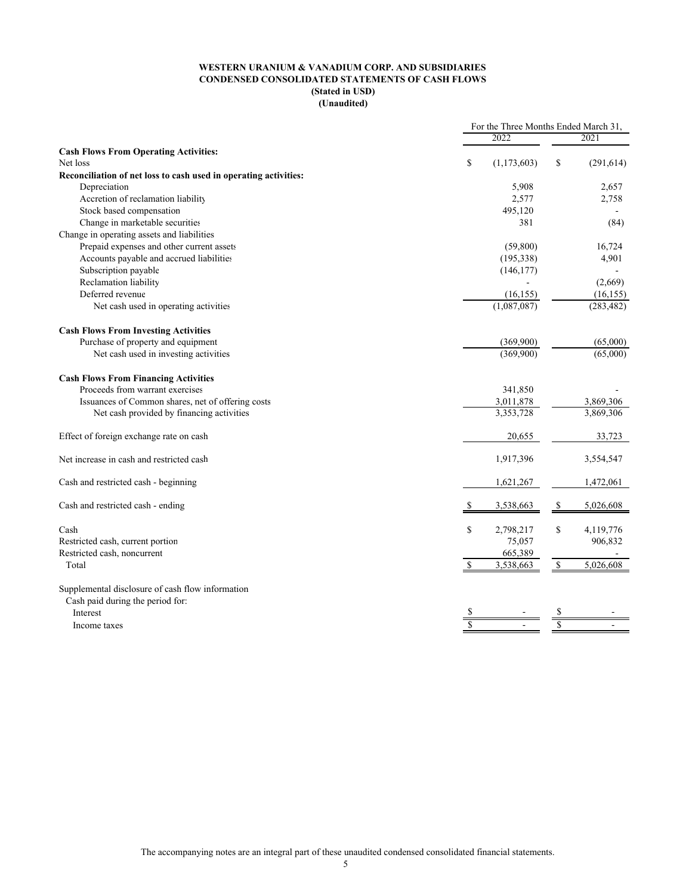**WESTERN URANIUM & VANADIUM CORP. AND SUBSIDIARIES**
**CONDENSED CONSOLIDATED STATEMENTS OF CASH FLOWS**
**(Stated in USD)**
**(Unaudited)**

| | For the Three Months Ended March 31, 2022 | 2021 |
|---|---|---|
| **Cash Flows From Operating Activities:** | | |
| Net loss | $ (1,173,603) | $ (291,614) |
| **Reconciliation of net loss to cash used in operating activities:** | | |
| Depreciation | 5,908 | 2,657 |
| Accretion of reclamation liability | 2,577 | 2,758 |
| Stock based compensation | 495,120 | - |
| Change in marketable securities | 381 | (84) |
| Change in operating assets and liabilities | | |
| Prepaid expenses and other current assets | (59,800) | 16,724 |
| Accounts payable and accrued liabilities | (195,338) | 4,901 |
| Subscription payable | (146,177) | - |
| Reclamation liability | - | (2,669) |
| Deferred revenue | (16,155) | (16,155) |
| Net cash used in operating activities | (1,087,087) | (283,482) |
| | | |
| **Cash Flows From Investing Activities** | | |
| Purchase of property and equipment | (369,900) | (65,000) |
| Net cash used in investing activities | (369,900) | (65,000) |
| | | |
| **Cash Flows From Financing Activities** | | |
| Proceeds from warrant exercises | 341,850 | - |
| Issuances of Common shares, net of offering costs | 3,011,878 | 3,869,306 |
| Net cash provided by financing activities | 3,353,728 | 3,869,306 |
| | | |
| Effect of foreign exchange rate on cash | 20,655 | 33,723 |
| | | |
| Net increase in cash and restricted cash | 1,917,396 | 3,554,547 |
| | | |
| Cash and restricted cash - beginning | 1,621,267 | 1,472,061 |
| | | |
| Cash and restricted cash - ending | $ 3,538,663 | $ 5,026,608 |
| | | |
| Cash | $ 2,798,217 | $ 4,119,776 |
| Restricted cash, current portion | 75,057 | 906,832 |
| Restricted cash, noncurrent | 665,389 | - |
| Total | $ 3,538,663 | $ 5,026,608 |
| | | |
| Supplemental disclosure of cash flow information | | |
| Cash paid during the period for: | | |
| Interest | $ - | $ - |
| Income taxes | $ - | $ - |

The accompanying notes are an integral part of these unaudited condensed consolidated financial statements.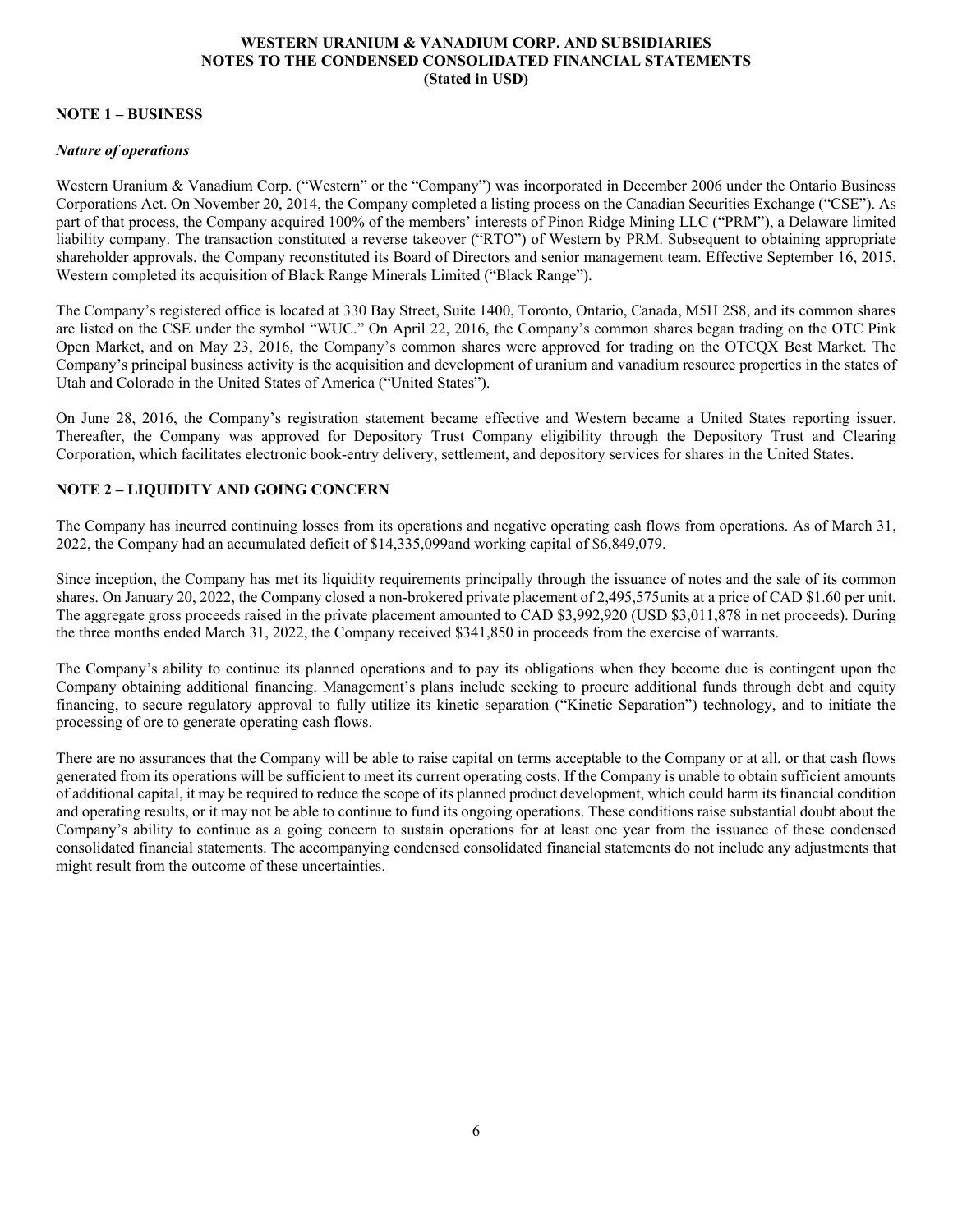# WESTERN URANIUM & VANADIUM CORP. AND SUBSIDIARIES
## NOTES TO THE CONDENSED CONSOLIDATED FINANCIAL STATEMENTS
**(Stated in USD)**

## NOTE 1 – BUSINESS

### *Nature of operations*

Western Uranium & Vanadium Corp. ("Western" or the "Company") was incorporated in December 2006 under the Ontario Business Corporations Act. On November 20, 2014, the Company completed a listing process on the Canadian Securities Exchange ("CSE"). As part of that process, the Company acquired 100% of the members' interests of Pinon Ridge Mining LLC ("PRM"), a Delaware limited liability company. The transaction constituted a reverse takeover ("RTO") of Western by PRM. Subsequent to obtaining appropriate shareholder approvals, the Company reconstituted its Board of Directors and senior management team. Effective September 16, 2015, Western completed its acquisition of Black Range Minerals Limited ("Black Range").

The Company's registered office is located at 330 Bay Street, Suite 1400, Toronto, Ontario, Canada, M5H 2S8, and its common shares are listed on the CSE under the symbol "WUC." On April 22, 2016, the Company's common shares began trading on the OTC Pink Open Market, and on May 23, 2016, the Company's common shares were approved for trading on the OTCQX Best Market. The Company's principal business activity is the acquisition and development of uranium and vanadium resource properties in the states of Utah and Colorado in the United States of America ("United States").

On June 28, 2016, the Company's registration statement became effective and Western became a United States reporting issuer. Thereafter, the Company was approved for Depository Trust Company eligibility through the Depository Trust and Clearing Corporation, which facilitates electronic book-entry delivery, settlement, and depository services for shares in the United States.

## NOTE 2 – LIQUIDITY AND GOING CONCERN

The Company has incurred continuing losses from its operations and negative operating cash flows from operations. As of March 31, 2022, the Company had an accumulated deficit of $14,335,099and working capital of $6,849,079.

Since inception, the Company has met its liquidity requirements principally through the issuance of notes and the sale of its common shares. On January 20, 2022, the Company closed a non-brokered private placement of 2,495,575units at a price of CAD $1.60 per unit. The aggregate gross proceeds raised in the private placement amounted to CAD $3,992,920 (USD $3,011,878 in net proceeds). During the three months ended March 31, 2022, the Company received $341,850 in proceeds from the exercise of warrants.

The Company's ability to continue its planned operations and to pay its obligations when they become due is contingent upon the Company obtaining additional financing. Management's plans include seeking to procure additional funds through debt and equity financing, to secure regulatory approval to fully utilize its kinetic separation ("Kinetic Separation") technology, and to initiate the processing of ore to generate operating cash flows.

There are no assurances that the Company will be able to raise capital on terms acceptable to the Company or at all, or that cash flows generated from its operations will be sufficient to meet its current operating costs. If the Company is unable to obtain sufficient amounts of additional capital, it may be required to reduce the scope of its planned product development, which could harm its financial condition and operating results, or it may not be able to continue to fund its ongoing operations. These conditions raise substantial doubt about the Company's ability to continue as a going concern to sustain operations for at least one year from the issuance of these condensed consolidated financial statements. The accompanying condensed consolidated financial statements do not include any adjustments that might result from the outcome of these uncertainties.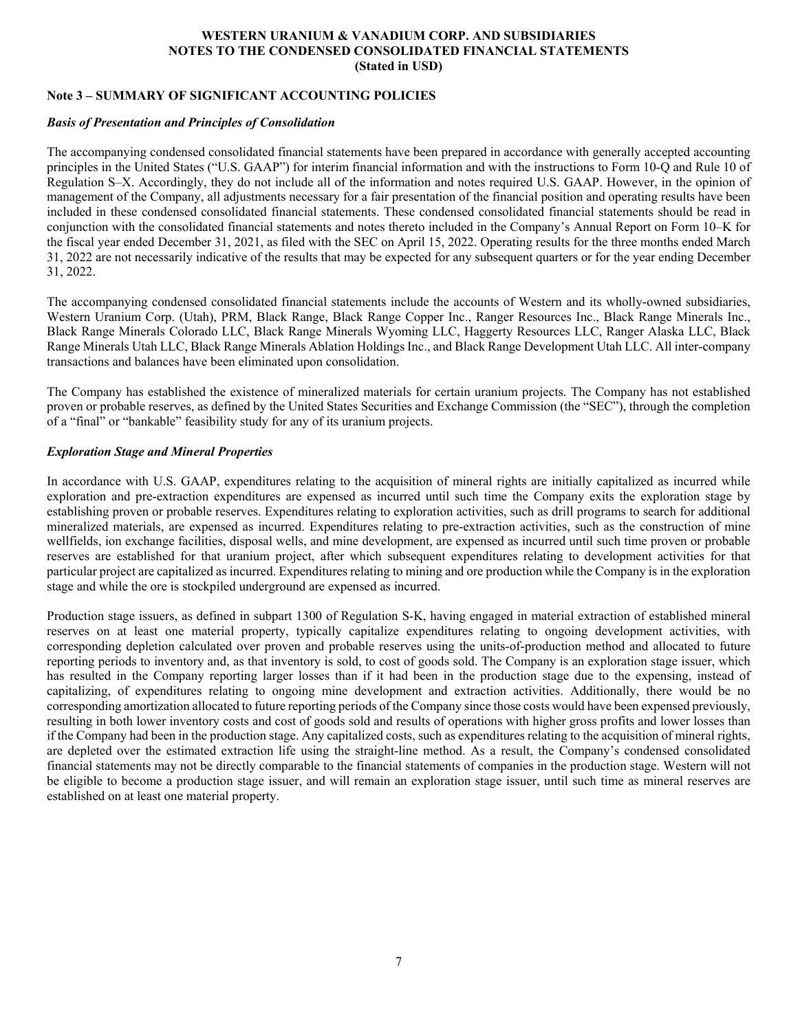**WESTERN URANIUM & VANADIUM CORP. AND SUBSIDIARIES**
**NOTES TO THE CONDENSED CONSOLIDATED FINANCIAL STATEMENTS**
**(Stated in USD)**

## Note 3 – SUMMARY OF SIGNIFICANT ACCOUNTING POLICIES

### *Basis of Presentation and Principles of Consolidation*

The accompanying condensed consolidated financial statements have been prepared in accordance with generally accepted accounting principles in the United States ("U.S. GAAP") for interim financial information and with the instructions to Form 10-Q and Rule 10 of Regulation S–X. Accordingly, they do not include all of the information and notes required U.S. GAAP. However, in the opinion of management of the Company, all adjustments necessary for a fair presentation of the financial position and operating results have been included in these condensed consolidated financial statements. These condensed consolidated financial statements should be read in conjunction with the consolidated financial statements and notes thereto included in the Company's Annual Report on Form 10–K for the fiscal year ended December 31, 2021, as filed with the SEC on April 15, 2022. Operating results for the three months ended March 31, 2022 are not necessarily indicative of the results that may be expected for any subsequent quarters or for the year ending December 31, 2022.

The accompanying condensed consolidated financial statements include the accounts of Western and its wholly-owned subsidiaries, Western Uranium Corp. (Utah), PRM, Black Range, Black Range Copper Inc., Ranger Resources Inc., Black Range Minerals Inc., Black Range Minerals Colorado LLC, Black Range Minerals Wyoming LLC, Haggerty Resources LLC, Ranger Alaska LLC, Black Range Minerals Utah LLC, Black Range Minerals Ablation Holdings Inc., and Black Range Development Utah LLC. All inter-company transactions and balances have been eliminated upon consolidation.

The Company has established the existence of mineralized materials for certain uranium projects. The Company has not established proven or probable reserves, as defined by the United States Securities and Exchange Commission (the "SEC"), through the completion of a "final" or "bankable" feasibility study for any of its uranium projects.

### *Exploration Stage and Mineral Properties*

In accordance with U.S. GAAP, expenditures relating to the acquisition of mineral rights are initially capitalized as incurred while exploration and pre-extraction expenditures are expensed as incurred until such time the Company exits the exploration stage by establishing proven or probable reserves. Expenditures relating to exploration activities, such as drill programs to search for additional mineralized materials, are expensed as incurred. Expenditures relating to pre-extraction activities, such as the construction of mine wellfields, ion exchange facilities, disposal wells, and mine development, are expensed as incurred until such time proven or probable reserves are established for that uranium project, after which subsequent expenditures relating to development activities for that particular project are capitalized as incurred. Expenditures relating to mining and ore production while the Company is in the exploration stage and while the ore is stockpiled underground are expensed as incurred.

Production stage issuers, as defined in subpart 1300 of Regulation S-K, having engaged in material extraction of established mineral reserves on at least one material property, typically capitalize expenditures relating to ongoing development activities, with corresponding depletion calculated over proven and probable reserves using the units-of-production method and allocated to future reporting periods to inventory and, as that inventory is sold, to cost of goods sold. The Company is an exploration stage issuer, which has resulted in the Company reporting larger losses than if it had been in the production stage due to the expensing, instead of capitalizing, of expenditures relating to ongoing mine development and extraction activities. Additionally, there would be no corresponding amortization allocated to future reporting periods of the Company since those costs would have been expensed previously, resulting in both lower inventory costs and cost of goods sold and results of operations with higher gross profits and lower losses than if the Company had been in the production stage. Any capitalized costs, such as expenditures relating to the acquisition of mineral rights, are depleted over the estimated extraction life using the straight-line method. As a result, the Company's condensed consolidated financial statements may not be directly comparable to the financial statements of companies in the production stage. Western will not be eligible to become a production stage issuer, and will remain an exploration stage issuer, until such time as mineral reserves are established on at least one material property.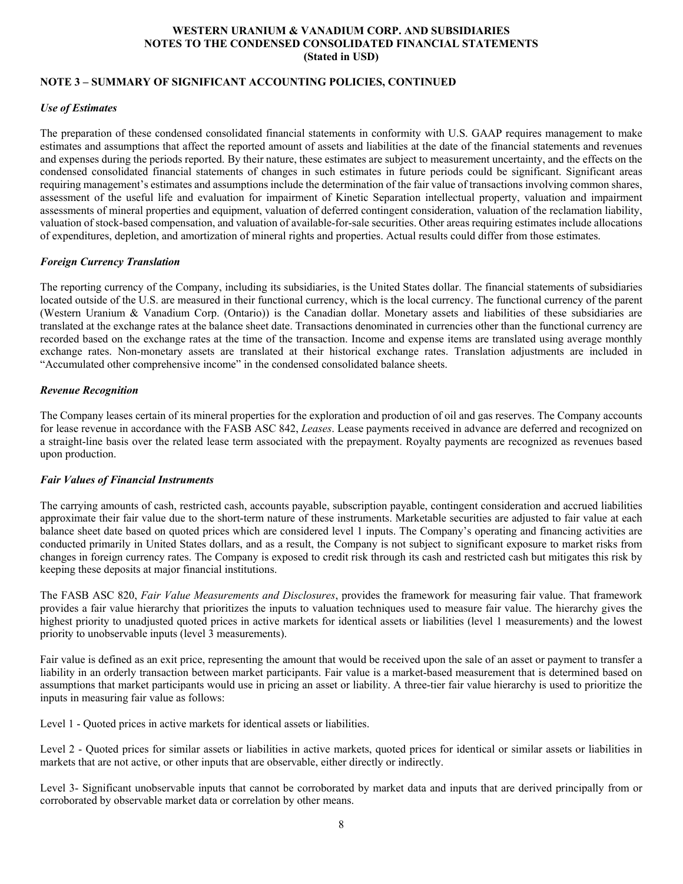## NOTE 3 – SUMMARY OF SIGNIFICANT ACCOUNTING POLICIES, CONTINUED

### *Use of Estimates*

The preparation of these condensed consolidated financial statements in conformity with U.S. GAAP requires management to make estimates and assumptions that affect the reported amount of assets and liabilities at the date of the financial statements and revenues and expenses during the periods reported. By their nature, these estimates are subject to measurement uncertainty, and the effects on the condensed consolidated financial statements of changes in such estimates in future periods could be significant. Significant areas requiring management's estimates and assumptions include the determination of the fair value of transactions involving common shares, assessment of the useful life and evaluation for impairment of Kinetic Separation intellectual property, valuation and impairment assessments of mineral properties and equipment, valuation of deferred contingent consideration, valuation of the reclamation liability, valuation of stock-based compensation, and valuation of available-for-sale securities. Other areas requiring estimates include allocations of expenditures, depletion, and amortization of mineral rights and properties. Actual results could differ from those estimates.

### *Foreign Currency Translation*

The reporting currency of the Company, including its subsidiaries, is the United States dollar. The financial statements of subsidiaries located outside of the U.S. are measured in their functional currency, which is the local currency. The functional currency of the parent (Western Uranium & Vanadium Corp. (Ontario)) is the Canadian dollar. Monetary assets and liabilities of these subsidiaries are translated at the exchange rates at the balance sheet date. Transactions denominated in currencies other than the functional currency are recorded based on the exchange rates at the time of the transaction. Income and expense items are translated using average monthly exchange rates. Non-monetary assets are translated at their historical exchange rates. Translation adjustments are included in "Accumulated other comprehensive income" in the condensed consolidated balance sheets.

### *Revenue Recognition*

The Company leases certain of its mineral properties for the exploration and production of oil and gas reserves. The Company accounts for lease revenue in accordance with the FASB ASC 842, *Leases*. Lease payments received in advance are deferred and recognized on a straight-line basis over the related lease term associated with the prepayment. Royalty payments are recognized as revenues based upon production.

### *Fair Values of Financial Instruments*

The carrying amounts of cash, restricted cash, accounts payable, subscription payable, contingent consideration and accrued liabilities approximate their fair value due to the short-term nature of these instruments. Marketable securities are adjusted to fair value at each balance sheet date based on quoted prices which are considered level 1 inputs. The Company's operating and financing activities are conducted primarily in United States dollars, and as a result, the Company is not subject to significant exposure to market risks from changes in foreign currency rates. The Company is exposed to credit risk through its cash and restricted cash but mitigates this risk by keeping these deposits at major financial institutions.

The FASB ASC 820, *Fair Value Measurements and Disclosures*, provides the framework for measuring fair value. That framework provides a fair value hierarchy that prioritizes the inputs to valuation techniques used to measure fair value. The hierarchy gives the highest priority to unadjusted quoted prices in active markets for identical assets or liabilities (level 1 measurements) and the lowest priority to unobservable inputs (level 3 measurements).

Fair value is defined as an exit price, representing the amount that would be received upon the sale of an asset or payment to transfer a liability in an orderly transaction between market participants. Fair value is a market-based measurement that is determined based on assumptions that market participants would use in pricing an asset or liability. A three-tier fair value hierarchy is used to prioritize the inputs in measuring fair value as follows:

Level 1 - Quoted prices in active markets for identical assets or liabilities.

Level 2 - Quoted prices for similar assets or liabilities in active markets, quoted prices for identical or similar assets or liabilities in markets that are not active, or other inputs that are observable, either directly or indirectly.

Level 3- Significant unobservable inputs that cannot be corroborated by market data and inputs that are derived principally from or corroborated by observable market data or correlation by other means.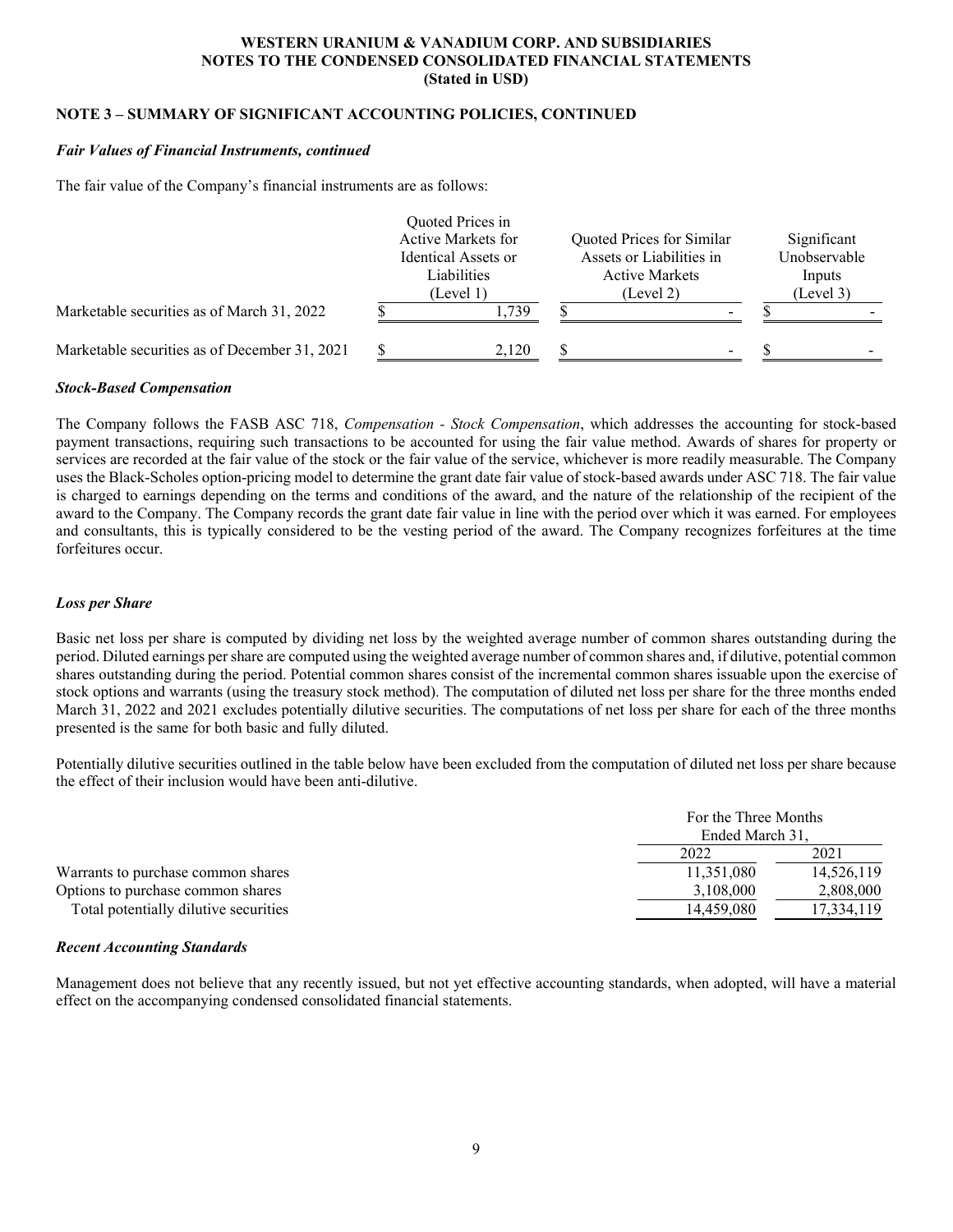**WESTERN URANIUM & VANADIUM CORP. AND SUBSIDIARIES**
**NOTES TO THE CONDENSED CONSOLIDATED FINANCIAL STATEMENTS**
**(Stated in USD)**

**NOTE 3 – SUMMARY OF SIGNIFICANT ACCOUNTING POLICIES, CONTINUED**

***Fair Values of Financial Instruments, continued***

The fair value of the Company's financial instruments are as follows:

| | Quoted Prices in Active Markets for Identical Assets or Liabilities (Level 1) | Quoted Prices for Similar Assets or Liabilities in Active Markets (Level 2) | Significant Unobservable Inputs (Level 3) |
|---|---|---|---|
| Marketable securities as of March 31, 2022 | $ 1,739 | $ - | $ - |
| Marketable securities as of December 31, 2021 | $ 2,120 | $ - | $ - |

***Stock-Based Compensation***

The Company follows the FASB ASC 718, *Compensation - Stock Compensation*, which addresses the accounting for stock-based payment transactions, requiring such transactions to be accounted for using the fair value method. Awards of shares for property or services are recorded at the fair value of the stock or the fair value of the service, whichever is more readily measurable. The Company uses the Black-Scholes option-pricing model to determine the grant date fair value of stock-based awards under ASC 718. The fair value is charged to earnings depending on the terms and conditions of the award, and the nature of the relationship of the recipient of the award to the Company. The Company records the grant date fair value in line with the period over which it was earned. For employees and consultants, this is typically considered to be the vesting period of the award. The Company recognizes forfeitures at the time forfeitures occur.

***Loss per Share***

Basic net loss per share is computed by dividing net loss by the weighted average number of common shares outstanding during the period. Diluted earnings per share are computed using the weighted average number of common shares and, if dilutive, potential common shares outstanding during the period. Potential common shares consist of the incremental common shares issuable upon the exercise of stock options and warrants (using the treasury stock method). The computation of diluted net loss per share for the three months ended March 31, 2022 and 2021 excludes potentially dilutive securities. The computations of net loss per share for each of the three months presented is the same for both basic and fully diluted.

Potentially dilutive securities outlined in the table below have been excluded from the computation of diluted net loss per share because the effect of their inclusion would have been anti-dilutive.

| | For the Three Months Ended March 31, | |
|---|---|---|
| | 2022 | 2021 |
| Warrants to purchase common shares | 11,351,080 | 14,526,119 |
| Options to purchase common shares | 3,108,000 | 2,808,000 |
| Total potentially dilutive securities | 14,459,080 | 17,334,119 |

***Recent Accounting Standards***

Management does not believe that any recently issued, but not yet effective accounting standards, when adopted, will have a material effect on the accompanying condensed consolidated financial statements.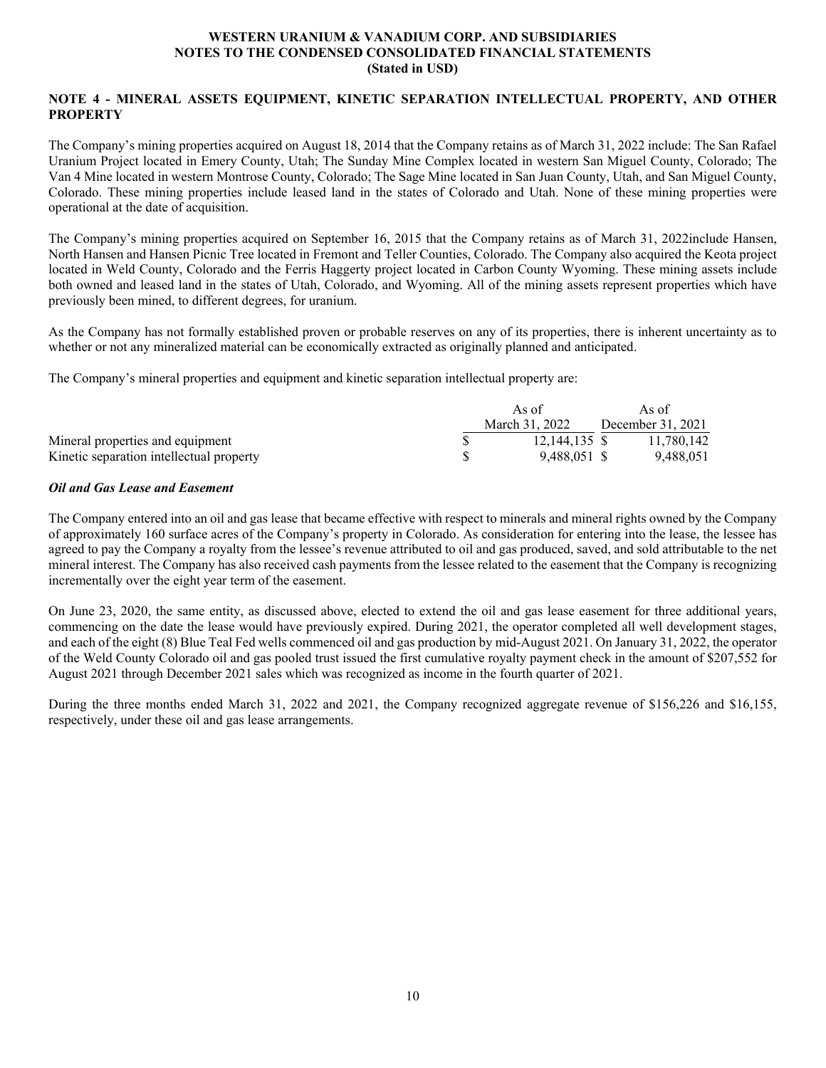## NOTE 4 - MINERAL ASSETS EQUIPMENT, KINETIC SEPARATION INTELLECTUAL PROPERTY, AND OTHER PROPERTY

The Company's mining properties acquired on August 18, 2014 that the Company retains as of March 31, 2022 include: The San Rafael Uranium Project located in Emery County, Utah; The Sunday Mine Complex located in western San Miguel County, Colorado; The Van 4 Mine located in western Montrose County, Colorado; The Sage Mine located in San Juan County, Utah, and San Miguel County, Colorado. These mining properties include leased land in the states of Colorado and Utah. None of these mining properties were operational at the date of acquisition.

The Company's mining properties acquired on September 16, 2015 that the Company retains as of March 31, 2022include Hansen, North Hansen and Hansen Picnic Tree located in Fremont and Teller Counties, Colorado. The Company also acquired the Keota project located in Weld County, Colorado and the Ferris Haggerty project located in Carbon County Wyoming. These mining assets include both owned and leased land in the states of Utah, Colorado, and Wyoming. All of the mining assets represent properties which have previously been mined, to different degrees, for uranium.

As the Company has not formally established proven or probable reserves on any of its properties, there is inherent uncertainty as to whether or not any mineralized material can be economically extracted as originally planned and anticipated.

The Company's mineral properties and equipment and kinetic separation intellectual property are:

| | As of March 31, 2022 | As of December 31, 2021 |
|---|---|---|
| Mineral properties and equipment | $ 12,144,135 | $ 11,780,142 |
| Kinetic separation intellectual property | $ 9,488,051 | $ 9,488,051 |

### *Oil and Gas Lease and Easement*

The Company entered into an oil and gas lease that became effective with respect to minerals and mineral rights owned by the Company of approximately 160 surface acres of the Company's property in Colorado. As consideration for entering into the lease, the lessee has agreed to pay the Company a royalty from the lessee's revenue attributed to oil and gas produced, saved, and sold attributable to the net mineral interest. The Company has also received cash payments from the lessee related to the easement that the Company is recognizing incrementally over the eight year term of the easement.

On June 23, 2020, the same entity, as discussed above, elected to extend the oil and gas lease easement for three additional years, commencing on the date the lease would have previously expired. During 2021, the operator completed all well development stages, and each of the eight (8) Blue Teal Fed wells commenced oil and gas production by mid-August 2021. On January 31, 2022, the operator of the Weld County Colorado oil and gas pooled trust issued the first cumulative royalty payment check in the amount of $207,552 for August 2021 through December 2021 sales which was recognized as income in the fourth quarter of 2021.

During the three months ended March 31, 2022 and 2021, the Company recognized aggregate revenue of $156,226 and $16,155, respectively, under these oil and gas lease arrangements.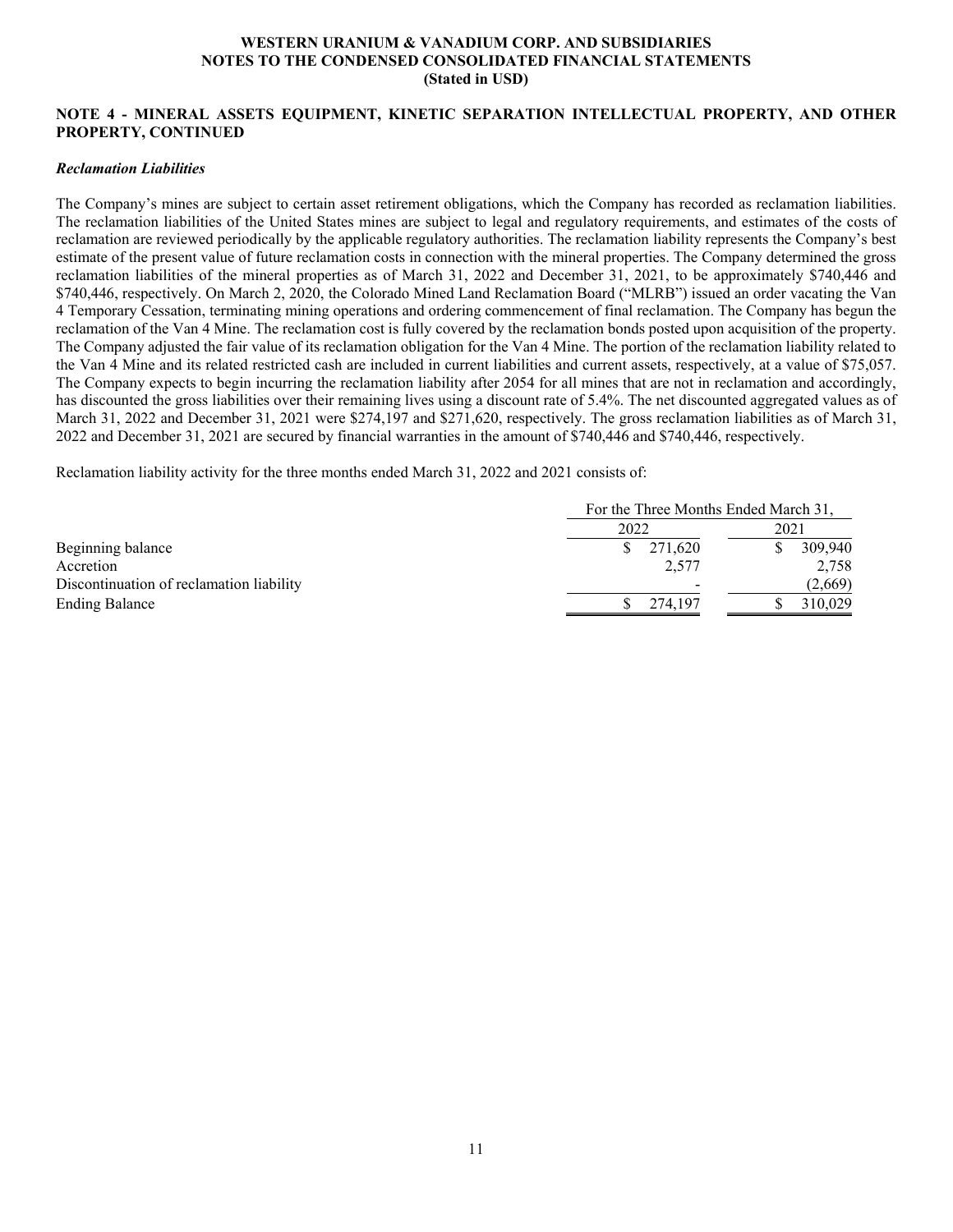**WESTERN URANIUM & VANADIUM CORP. AND SUBSIDIARIES**
**NOTES TO THE CONDENSED CONSOLIDATED FINANCIAL STATEMENTS**
**(Stated in USD)**

## NOTE 4 - MINERAL ASSETS EQUIPMENT, KINETIC SEPARATION INTELLECTUAL PROPERTY, AND OTHER PROPERTY, CONTINUED

### *Reclamation Liabilities*

The Company's mines are subject to certain asset retirement obligations, which the Company has recorded as reclamation liabilities. The reclamation liabilities of the United States mines are subject to legal and regulatory requirements, and estimates of the costs of reclamation are reviewed periodically by the applicable regulatory authorities. The reclamation liability represents the Company's best estimate of the present value of future reclamation costs in connection with the mineral properties. The Company determined the gross reclamation liabilities of the mineral properties as of March 31, 2022 and December 31, 2021, to be approximately $740,446 and $740,446, respectively. On March 2, 2020, the Colorado Mined Land Reclamation Board ("MLRB") issued an order vacating the Van 4 Temporary Cessation, terminating mining operations and ordering commencement of final reclamation. The Company has begun the reclamation of the Van 4 Mine. The reclamation cost is fully covered by the reclamation bonds posted upon acquisition of the property. The Company adjusted the fair value of its reclamation obligation for the Van 4 Mine. The portion of the reclamation liability related to the Van 4 Mine and its related restricted cash are included in current liabilities and current assets, respectively, at a value of $75,057. The Company expects to begin incurring the reclamation liability after 2054 for all mines that are not in reclamation and accordingly, has discounted the gross liabilities over their remaining lives using a discount rate of 5.4%. The net discounted aggregated values as of March 31, 2022 and December 31, 2021 were $274,197 and $271,620, respectively. The gross reclamation liabilities as of March 31, 2022 and December 31, 2021 are secured by financial warranties in the amount of $740,446 and $740,446, respectively.

Reclamation liability activity for the three months ended March 31, 2022 and 2021 consists of:

| | For the Three Months Ended March 31, | |
|---|---|---|
| | 2022 | 2021 |
| Beginning balance | $ 271,620 | $ 309,940 |
| Accretion | 2,577 | 2,758 |
| Discontinuation of reclamation liability | - | (2,669) |
| Ending Balance | $ 274,197 | $ 310,029 |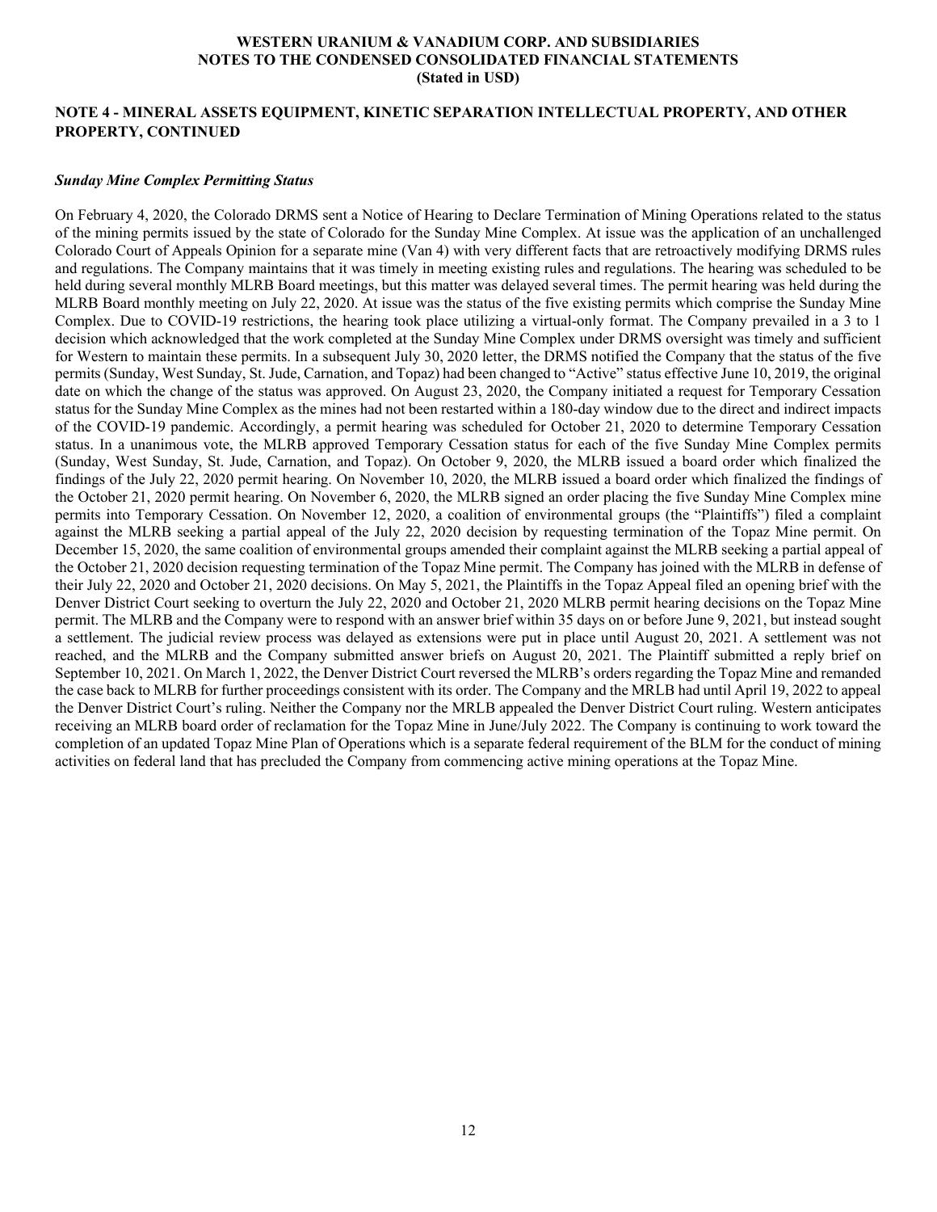## NOTE 4 - MINERAL ASSETS EQUIPMENT, KINETIC SEPARATION INTELLECTUAL PROPERTY, AND OTHER PROPERTY, CONTINUED

***Sunday Mine Complex Permitting Status***

On February 4, 2020, the Colorado DRMS sent a Notice of Hearing to Declare Termination of Mining Operations related to the status of the mining permits issued by the state of Colorado for the Sunday Mine Complex. At issue was the application of an unchallenged Colorado Court of Appeals Opinion for a separate mine (Van 4) with very different facts that are retroactively modifying DRMS rules and regulations. The Company maintains that it was timely in meeting existing rules and regulations. The hearing was scheduled to be held during several monthly MLRB Board meetings, but this matter was delayed several times. The permit hearing was held during the MLRB Board monthly meeting on July 22, 2020. At issue was the status of the five existing permits which comprise the Sunday Mine Complex. Due to COVID-19 restrictions, the hearing took place utilizing a virtual-only format. The Company prevailed in a 3 to 1 decision which acknowledged that the work completed at the Sunday Mine Complex under DRMS oversight was timely and sufficient for Western to maintain these permits. In a subsequent July 30, 2020 letter, the DRMS notified the Company that the status of the five permits (Sunday, West Sunday, St. Jude, Carnation, and Topaz) had been changed to "Active" status effective June 10, 2019, the original date on which the change of the status was approved. On August 23, 2020, the Company initiated a request for Temporary Cessation status for the Sunday Mine Complex as the mines had not been restarted within a 180-day window due to the direct and indirect impacts of the COVID-19 pandemic. Accordingly, a permit hearing was scheduled for October 21, 2020 to determine Temporary Cessation status. In a unanimous vote, the MLRB approved Temporary Cessation status for each of the five Sunday Mine Complex permits (Sunday, West Sunday, St. Jude, Carnation, and Topaz). On October 9, 2020, the MLRB issued a board order which finalized the findings of the July 22, 2020 permit hearing. On November 10, 2020, the MLRB issued a board order which finalized the findings of the October 21, 2020 permit hearing. On November 6, 2020, the MLRB signed an order placing the five Sunday Mine Complex mine permits into Temporary Cessation. On November 12, 2020, a coalition of environmental groups (the "Plaintiffs") filed a complaint against the MLRB seeking a partial appeal of the July 22, 2020 decision by requesting termination of the Topaz Mine permit. On December 15, 2020, the same coalition of environmental groups amended their complaint against the MLRB seeking a partial appeal of the October 21, 2020 decision requesting termination of the Topaz Mine permit. The Company has joined with the MLRB in defense of their July 22, 2020 and October 21, 2020 decisions. On May 5, 2021, the Plaintiffs in the Topaz Appeal filed an opening brief with the Denver District Court seeking to overturn the July 22, 2020 and October 21, 2020 MLRB permit hearing decisions on the Topaz Mine permit. The MLRB and the Company were to respond with an answer brief within 35 days on or before June 9, 2021, but instead sought a settlement. The judicial review process was delayed as extensions were put in place until August 20, 2021. A settlement was not reached, and the MLRB and the Company submitted answer briefs on August 20, 2021. The Plaintiff submitted a reply brief on September 10, 2021. On March 1, 2022, the Denver District Court reversed the MLRB's orders regarding the Topaz Mine and remanded the case back to MLRB for further proceedings consistent with its order. The Company and the MRLB had until April 19, 2022 to appeal the Denver District Court's ruling. Neither the Company nor the MRLB appealed the Denver District Court ruling. Western anticipates receiving an MLRB board order of reclamation for the Topaz Mine in June/July 2022. The Company is continuing to work toward the completion of an updated Topaz Mine Plan of Operations which is a separate federal requirement of the BLM for the conduct of mining activities on federal land that has precluded the Company from commencing active mining operations at the Topaz Mine.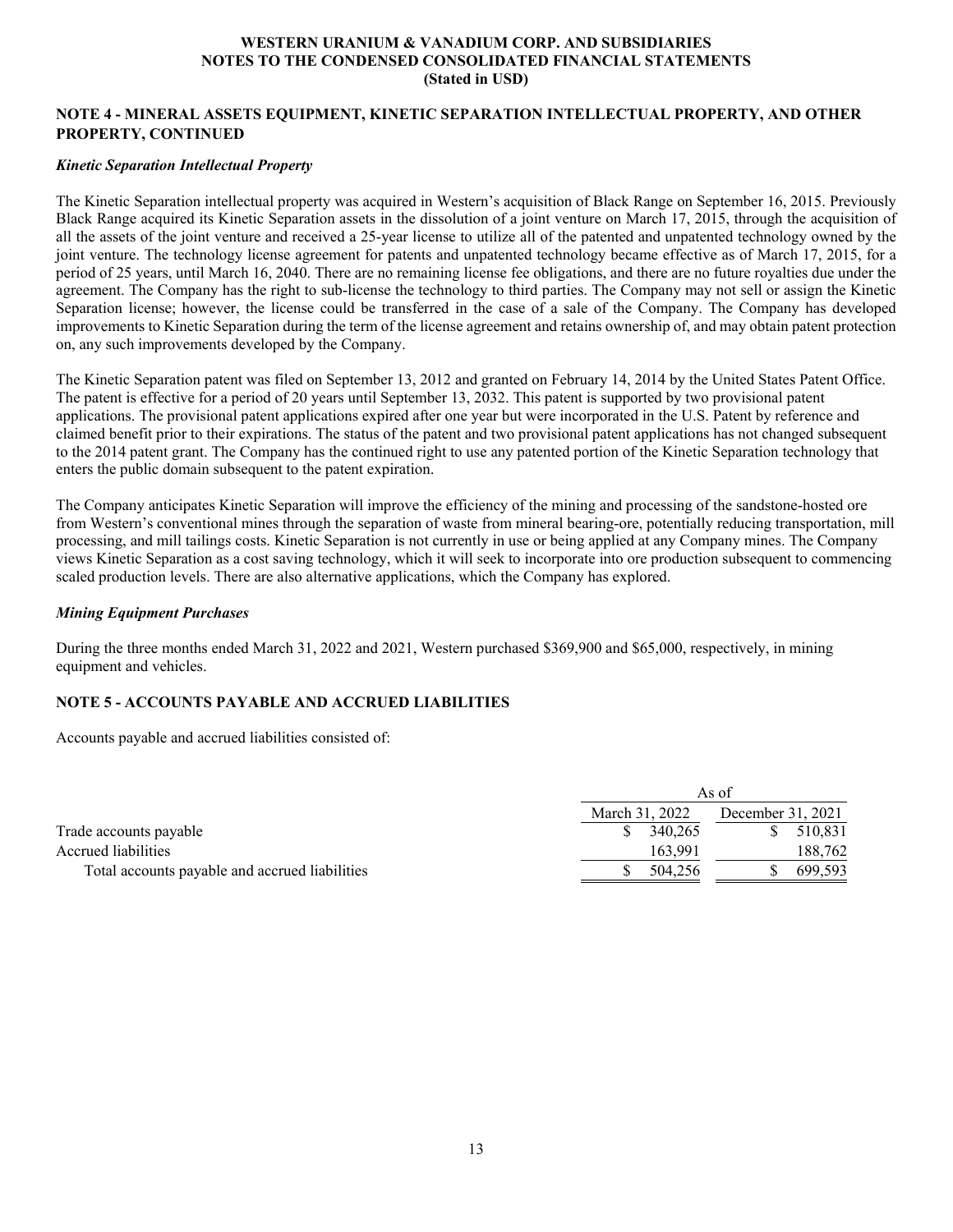**WESTERN URANIUM & VANADIUM CORP. AND SUBSIDIARIES**
**NOTES TO THE CONDENSED CONSOLIDATED FINANCIAL STATEMENTS**
**(Stated in USD)**

## NOTE 4 - MINERAL ASSETS EQUIPMENT, KINETIC SEPARATION INTELLECTUAL PROPERTY, AND OTHER PROPERTY, CONTINUED

### *Kinetic Separation Intellectual Property*

The Kinetic Separation intellectual property was acquired in Western's acquisition of Black Range on September 16, 2015. Previously Black Range acquired its Kinetic Separation assets in the dissolution of a joint venture on March 17, 2015, through the acquisition of all the assets of the joint venture and received a 25-year license to utilize all of the patented and unpatented technology owned by the joint venture. The technology license agreement for patents and unpatented technology became effective as of March 17, 2015, for a period of 25 years, until March 16, 2040. There are no remaining license fee obligations, and there are no future royalties due under the agreement. The Company has the right to sub-license the technology to third parties. The Company may not sell or assign the Kinetic Separation license; however, the license could be transferred in the case of a sale of the Company. The Company has developed improvements to Kinetic Separation during the term of the license agreement and retains ownership of, and may obtain patent protection on, any such improvements developed by the Company.

The Kinetic Separation patent was filed on September 13, 2012 and granted on February 14, 2014 by the United States Patent Office. The patent is effective for a period of 20 years until September 13, 2032. This patent is supported by two provisional patent applications. The provisional patent applications expired after one year but were incorporated in the U.S. Patent by reference and claimed benefit prior to their expirations. The status of the patent and two provisional patent applications has not changed subsequent to the 2014 patent grant. The Company has the continued right to use any patented portion of the Kinetic Separation technology that enters the public domain subsequent to the patent expiration.

The Company anticipates Kinetic Separation will improve the efficiency of the mining and processing of the sandstone-hosted ore from Western's conventional mines through the separation of waste from mineral bearing-ore, potentially reducing transportation, mill processing, and mill tailings costs. Kinetic Separation is not currently in use or being applied at any Company mines. The Company views Kinetic Separation as a cost saving technology, which it will seek to incorporate into ore production subsequent to commencing scaled production levels. There are also alternative applications, which the Company has explored.

### *Mining Equipment Purchases*

During the three months ended March 31, 2022 and 2021, Western purchased $369,900 and $65,000, respectively, in mining equipment and vehicles.

## NOTE 5 - ACCOUNTS PAYABLE AND ACCRUED LIABILITIES

Accounts payable and accrued liabilities consisted of:

| | As of | |
|---|---|---|
| | March 31, 2022 | December 31, 2021 |
| Trade accounts payable | $ 340,265 | $ 510,831 |
| Accrued liabilities | 163,991 | 188,762 |
| Total accounts payable and accrued liabilities | $ 504,256 | $ 699,593 |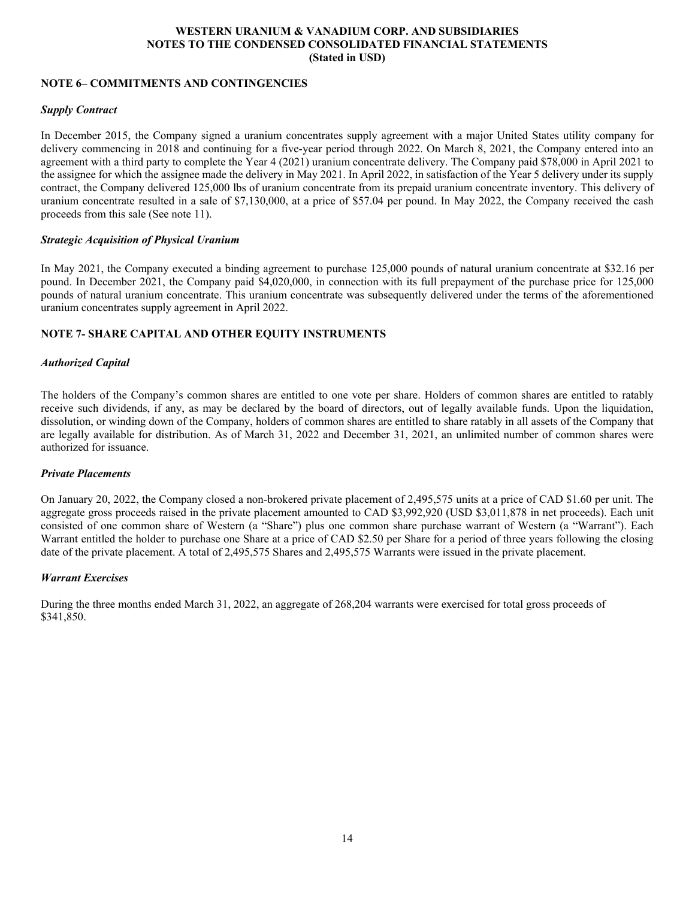# WESTERN URANIUM & VANADIUM CORP. AND SUBSIDIARIES
# NOTES TO THE CONDENSED CONSOLIDATED FINANCIAL STATEMENTS
# (Stated in USD)

## NOTE 6– COMMITMENTS AND CONTINGENCIES

### *Supply Contract*

In December 2015, the Company signed a uranium concentrates supply agreement with a major United States utility company for delivery commencing in 2018 and continuing for a five-year period through 2022. On March 8, 2021, the Company entered into an agreement with a third party to complete the Year 4 (2021) uranium concentrate delivery. The Company paid $78,000 in April 2021 to the assignee for which the assignee made the delivery in May 2021. In April 2022, in satisfaction of the Year 5 delivery under its supply contract, the Company delivered 125,000 lbs of uranium concentrate from its prepaid uranium concentrate inventory. This delivery of uranium concentrate resulted in a sale of $7,130,000, at a price of $57.04 per pound. In May 2022, the Company received the cash proceeds from this sale (See note 11).

### *Strategic Acquisition of Physical Uranium*

In May 2021, the Company executed a binding agreement to purchase 125,000 pounds of natural uranium concentrate at $32.16 per pound. In December 2021, the Company paid $4,020,000, in connection with its full prepayment of the purchase price for 125,000 pounds of natural uranium concentrate. This uranium concentrate was subsequently delivered under the terms of the aforementioned uranium concentrates supply agreement in April 2022.

## NOTE 7- SHARE CAPITAL AND OTHER EQUITY INSTRUMENTS

### *Authorized Capital*

The holders of the Company's common shares are entitled to one vote per share. Holders of common shares are entitled to ratably receive such dividends, if any, as may be declared by the board of directors, out of legally available funds. Upon the liquidation, dissolution, or winding down of the Company, holders of common shares are entitled to share ratably in all assets of the Company that are legally available for distribution. As of March 31, 2022 and December 31, 2021, an unlimited number of common shares were authorized for issuance.

### *Private Placements*

On January 20, 2022, the Company closed a non-brokered private placement of 2,495,575 units at a price of CAD $1.60 per unit. The aggregate gross proceeds raised in the private placement amounted to CAD $3,992,920 (USD $3,011,878 in net proceeds). Each unit consisted of one common share of Western (a "Share") plus one common share purchase warrant of Western (a "Warrant"). Each Warrant entitled the holder to purchase one Share at a price of CAD $2.50 per Share for a period of three years following the closing date of the private placement. A total of 2,495,575 Shares and 2,495,575 Warrants were issued in the private placement.

### *Warrant Exercises*

During the three months ended March 31, 2022, an aggregate of 268,204 warrants were exercised for total gross proceeds of $341,850.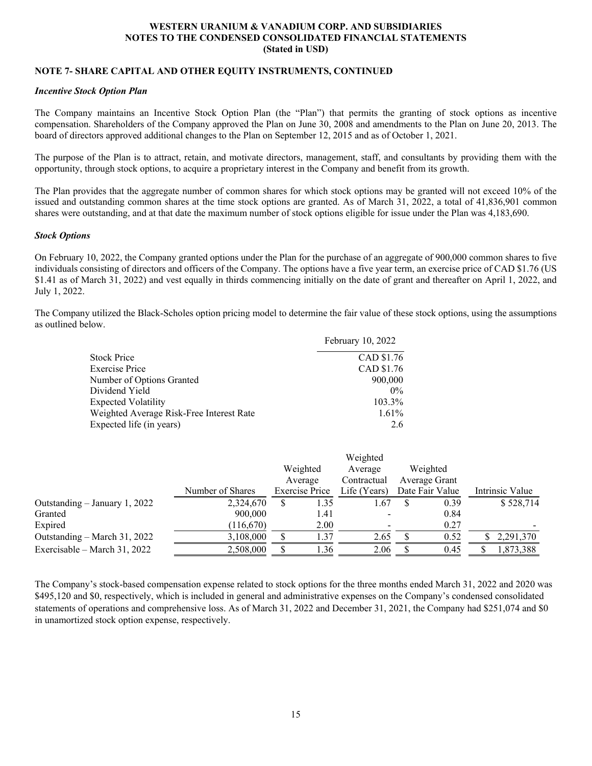**WESTERN URANIUM & VANADIUM CORP. AND SUBSIDIARIES**
**NOTES TO THE CONDENSED CONSOLIDATED FINANCIAL STATEMENTS**
**(Stated in USD)**

## NOTE 7- SHARE CAPITAL AND OTHER EQUITY INSTRUMENTS, CONTINUED

### *Incentive Stock Option Plan*

The Company maintains an Incentive Stock Option Plan (the "Plan") that permits the granting of stock options as incentive compensation. Shareholders of the Company approved the Plan on June 30, 2008 and amendments to the Plan on June 20, 2013. The board of directors approved additional changes to the Plan on September 12, 2015 and as of October 1, 2021.

The purpose of the Plan is to attract, retain, and motivate directors, management, staff, and consultants by providing them with the opportunity, through stock options, to acquire a proprietary interest in the Company and benefit from its growth.

The Plan provides that the aggregate number of common shares for which stock options may be granted will not exceed 10% of the issued and outstanding common shares at the time stock options are granted. As of March 31, 2022, a total of 41,836,901 common shares were outstanding, and at that date the maximum number of stock options eligible for issue under the Plan was 4,183,690.

### *Stock Options*

On February 10, 2022, the Company granted options under the Plan for the purchase of an aggregate of 900,000 common shares to five individuals consisting of directors and officers of the Company. The options have a five year term, an exercise price of CAD $1.76 (US $1.41 as of March 31, 2022) and vest equally in thirds commencing initially on the date of grant and thereafter on April 1, 2022, and July 1, 2022.

The Company utilized the Black-Scholes option pricing model to determine the fair value of these stock options, using the assumptions as outlined below.

| | February 10, 2022 |
|---|---|
| Stock Price | CAD $1.76 |
| Exercise Price | CAD $1.76 |
| Number of Options Granted | 900,000 |
| Dividend Yield | 0% |
| Expected Volatility | 103.3% |
| Weighted Average Risk-Free Interest Rate | 1.61% |
| Expected life (in years) | 2.6 |

| | Number of Shares | Weighted Average Exercise Price | Weighted Average Contractual Life (Years) | Weighted Average Grant Date Fair Value | Intrinsic Value |
|---|---|---|---|---|---|
| Outstanding – January 1, 2022 | 2,324,670 | $ 1.35 | 1.67 | $ 0.39 | $ 528,714 |
| Granted | 900,000 | 1.41 | - | 0.84 | |
| Expired | (116,670) | 2.00 | - | 0.27 | - |
| Outstanding – March 31, 2022 | 3,108,000 | $ 1.37 | 2.65 | $ 0.52 | $ 2,291,370 |
| Exercisable – March 31, 2022 | 2,508,000 | $ 1.36 | 2.06 | $ 0.45 | $ 1,873,388 |

The Company's stock-based compensation expense related to stock options for the three months ended March 31, 2022 and 2020 was $495,120 and $0, respectively, which is included in general and administrative expenses on the Company's condensed consolidated statements of operations and comprehensive loss. As of March 31, 2022 and December 31, 2021, the Company had $251,074 and $0 in unamortized stock option expense, respectively.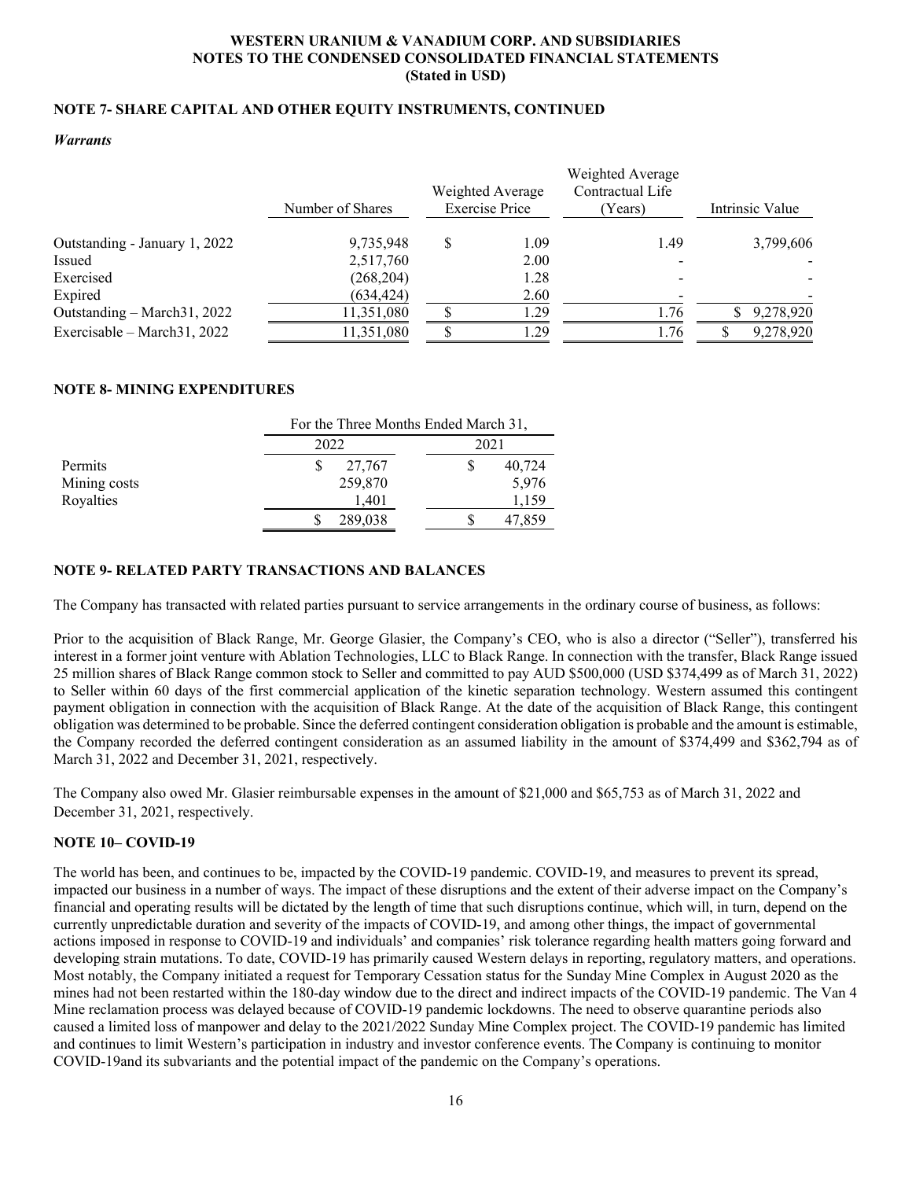**WESTERN URANIUM & VANADIUM CORP. AND SUBSIDIARIES**
**NOTES TO THE CONDENSED CONSOLIDATED FINANCIAL STATEMENTS**
**(Stated in USD)**

## NOTE 7- SHARE CAPITAL AND OTHER EQUITY INSTRUMENTS, CONTINUED

***Warrants***

| | Number of Shares | Weighted Average Exercise Price | Weighted Average Contractual Life (Years) | Intrinsic Value |
|---|---|---|---|---|
| Outstanding - January 1, 2022 | 9,735,948 | $ 1.09 | 1.49 | 3,799,606 |
| Issued | 2,517,760 | 2.00 | - | - |
| Exercised | (268,204) | 1.28 | - | - |
| Expired | (634,424) | 2.60 | - | - |
| Outstanding – March31, 2022 | 11,351,080 | $ 1.29 | 1.76 | $ 9,278,920 |
| Exercisable – March31, 2022 | 11,351,080 | $ 1.29 | 1.76 | $ 9,278,920 |

## NOTE 8- MINING EXPENDITURES

| | For the Three Months Ended March 31, | |
|---|---|---|
| | 2022 | 2021 |
| Permits | $ 27,767 | $ 40,724 |
| Mining costs | 259,870 | 5,976 |
| Royalties | 1,401 | 1,159 |
| | $ 289,038 | $ 47,859 |

## NOTE 9- RELATED PARTY TRANSACTIONS AND BALANCES

The Company has transacted with related parties pursuant to service arrangements in the ordinary course of business, as follows:

Prior to the acquisition of Black Range, Mr. George Glasier, the Company's CEO, who is also a director ("Seller"), transferred his interest in a former joint venture with Ablation Technologies, LLC to Black Range. In connection with the transfer, Black Range issued 25 million shares of Black Range common stock to Seller and committed to pay AUD $500,000 (USD $374,499 as of March 31, 2022) to Seller within 60 days of the first commercial application of the kinetic separation technology. Western assumed this contingent payment obligation in connection with the acquisition of Black Range. At the date of the acquisition of Black Range, this contingent obligation was determined to be probable. Since the deferred contingent consideration obligation is probable and the amount is estimable, the Company recorded the deferred contingent consideration as an assumed liability in the amount of $374,499 and $362,794 as of March 31, 2022 and December 31, 2021, respectively.

The Company also owed Mr. Glasier reimbursable expenses in the amount of $21,000 and $65,753 as of March 31, 2022 and December 31, 2021, respectively.

## NOTE 10– COVID-19

The world has been, and continues to be, impacted by the COVID-19 pandemic. COVID-19, and measures to prevent its spread, impacted our business in a number of ways. The impact of these disruptions and the extent of their adverse impact on the Company's financial and operating results will be dictated by the length of time that such disruptions continue, which will, in turn, depend on the currently unpredictable duration and severity of the impacts of COVID-19, and among other things, the impact of governmental actions imposed in response to COVID-19 and individuals' and companies' risk tolerance regarding health matters going forward and developing strain mutations. To date, COVID-19 has primarily caused Western delays in reporting, regulatory matters, and operations. Most notably, the Company initiated a request for Temporary Cessation status for the Sunday Mine Complex in August 2020 as the mines had not been restarted within the 180-day window due to the direct and indirect impacts of the COVID-19 pandemic. The Van 4 Mine reclamation process was delayed because of COVID-19 pandemic lockdowns. The need to observe quarantine periods also caused a limited loss of manpower and delay to the 2021/2022 Sunday Mine Complex project. The COVID-19 pandemic has limited and continues to limit Western's participation in industry and investor conference events. The Company is continuing to monitor COVID-19and its subvariants and the potential impact of the pandemic on the Company's operations.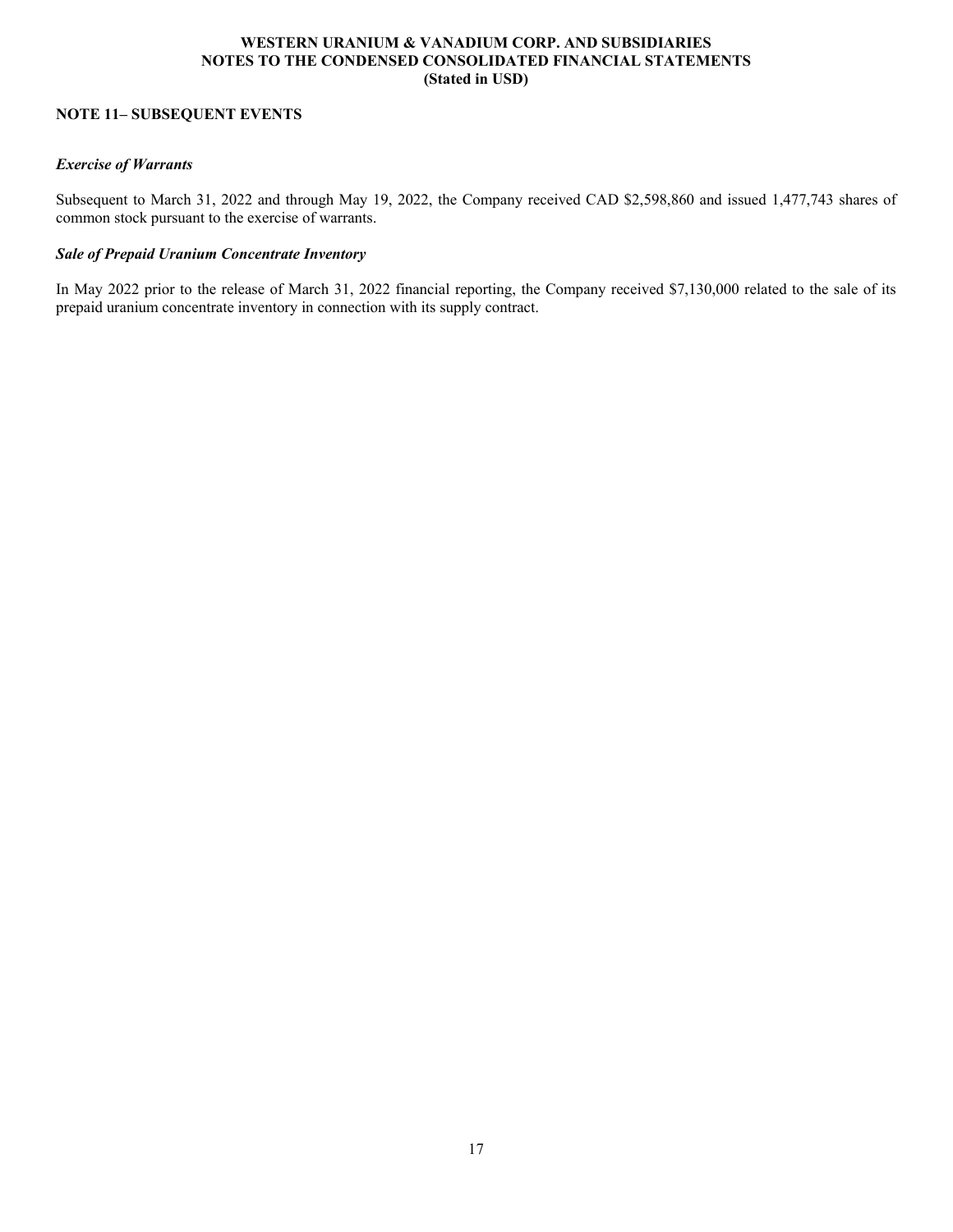## NOTE 11– SUBSEQUENT EVENTS

***Exercise of Warrants***

Subsequent to March 31, 2022 and through May 19, 2022, the Company received CAD $2,598,860 and issued 1,477,743 shares of common stock pursuant to the exercise of warrants.

***Sale of Prepaid Uranium Concentrate Inventory***

In May 2022 prior to the release of March 31, 2022 financial reporting, the Company received $7,130,000 related to the sale of its prepaid uranium concentrate inventory in connection with its supply contract.